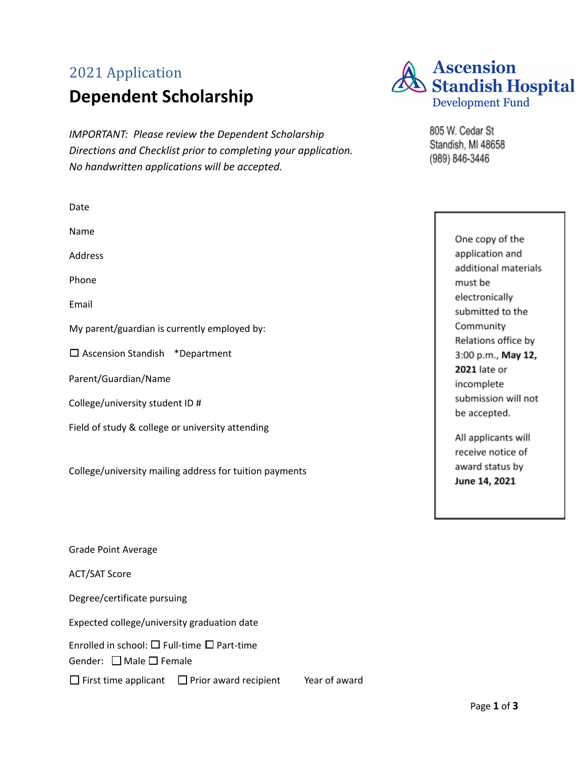2021 Application

# Dependent Scholarship

**Ascension Standish Hospital**
Development Fund

805 W. Cedar St
Standish, MI 48658
(989) 846-3446

*IMPORTANT: Please review the Dependent Scholarship Directions and Checklist prior to completing your application. No handwritten applications will be accepted.*

> One copy of the application and additional materials must be electronically submitted to the Community Relations office by 3:00 p.m., **May 12, 2021** late or incomplete submission will not be accepted.
>
> All applicants will receive notice of award status by **June 14, 2021**

Date

Name

Address

Phone

Email

My parent/guardian is currently employed by:

☐ Ascension Standish *Department

Parent/Guardian/Name

College/university student ID #

Field of study & college or university attending

College/university mailing address for tuition payments

Grade Point Average

ACT/SAT Score

Degree/certificate pursuing

Expected college/university graduation date

Enrolled in school: ☐ Full-time ☐ Part-time

Gender: ☐ Male ☐ Female

☐ First time applicant ☐ Prior award recipient Year of award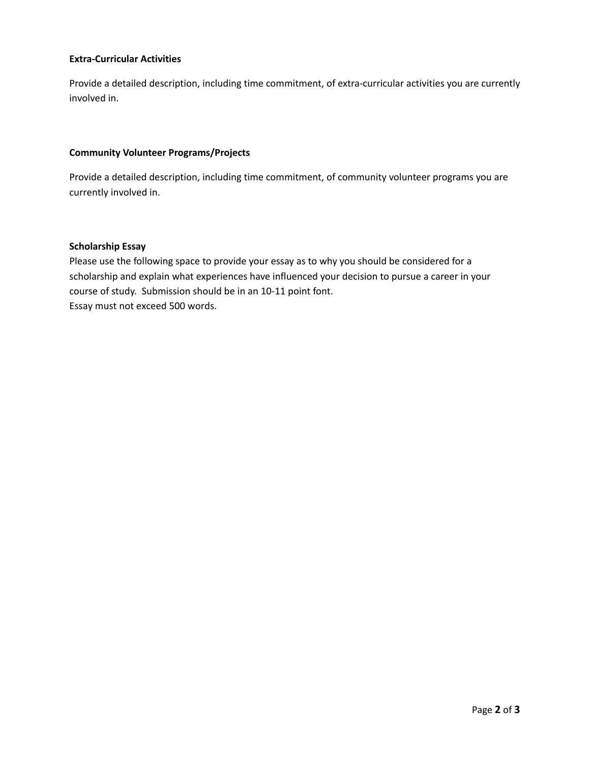**Extra-Curricular Activities**

Provide a detailed description, including time commitment, of extra-curricular activities you are currently involved in.

**Community Volunteer Programs/Projects**

Provide a detailed description, including time commitment, of community volunteer programs you are currently involved in.

**Scholarship Essay**

Please use the following space to provide your essay as to why you should be considered for a scholarship and explain what experiences have influenced your decision to pursue a career in your course of study. Submission should be in an 10-11 point font.
Essay must not exceed 500 words.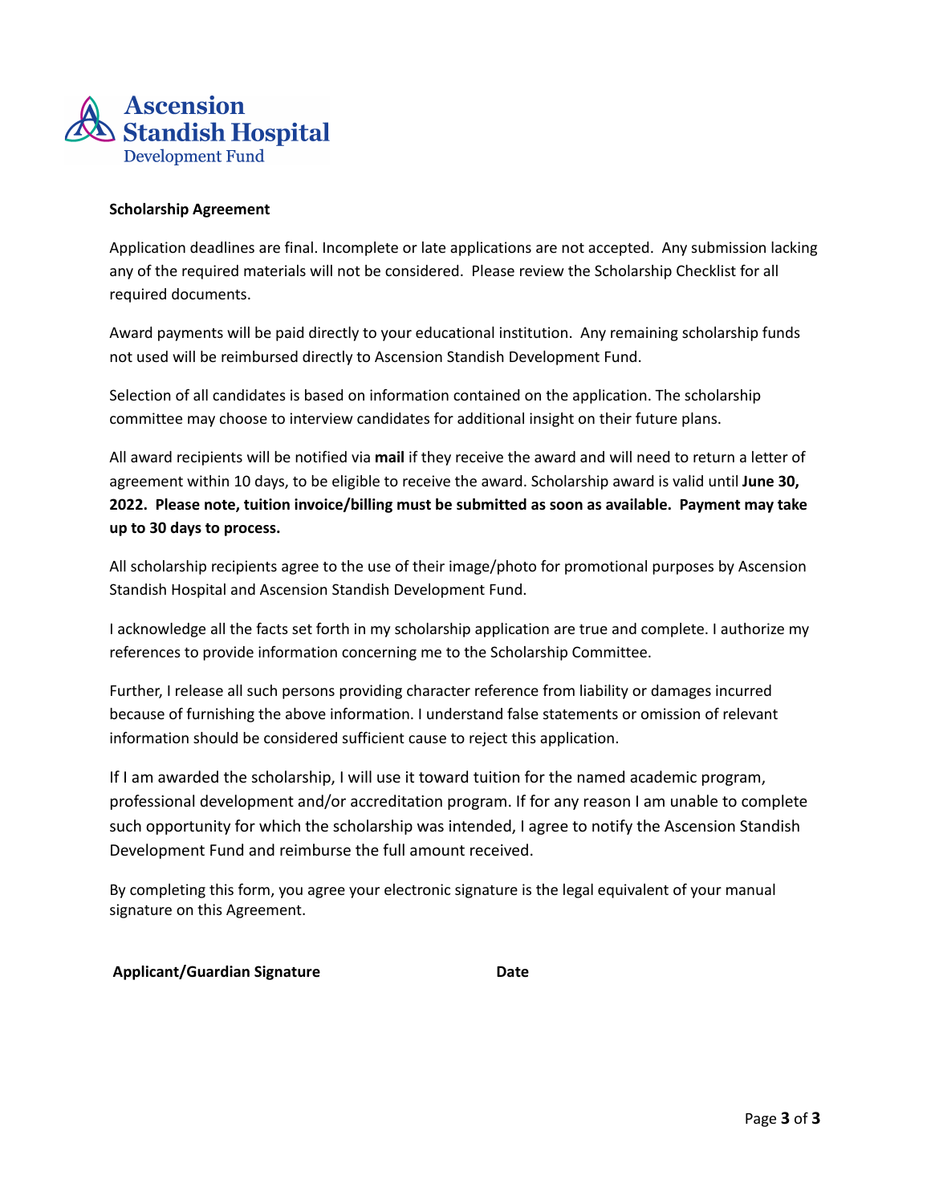Ascension
Standish Hospital
Development Fund

**Scholarship Agreement**

Application deadlines are final. Incomplete or late applications are not accepted. Any submission lacking any of the required materials will not be considered. Please review the Scholarship Checklist for all required documents.

Award payments will be paid directly to your educational institution. Any remaining scholarship funds not used will be reimbursed directly to Ascension Standish Development Fund.

Selection of all candidates is based on information contained on the application. The scholarship committee may choose to interview candidates for additional insight on their future plans.

All award recipients will be notified via **mail** if they receive the award and will need to return a letter of agreement within 10 days, to be eligible to receive the award. Scholarship award is valid until **June 30, 2022. Please note, tuition invoice/billing must be submitted as soon as available. Payment may take up to 30 days to process.**

All scholarship recipients agree to the use of their image/photo for promotional purposes by Ascension Standish Hospital and Ascension Standish Development Fund.

I acknowledge all the facts set forth in my scholarship application are true and complete. I authorize my references to provide information concerning me to the Scholarship Committee.

Further, I release all such persons providing character reference from liability or damages incurred because of furnishing the above information. I understand false statements or omission of relevant information should be considered sufficient cause to reject this application.

If I am awarded the scholarship, I will use it toward tuition for the named academic program, professional development and/or accreditation program. If for any reason I am unable to complete such opportunity for which the scholarship was intended, I agree to notify the Ascension Standish Development Fund and reimburse the full amount received.

By completing this form, you agree your electronic signature is the legal equivalent of your manual signature on this Agreement.

**Applicant/Guardian Signature** **Date**